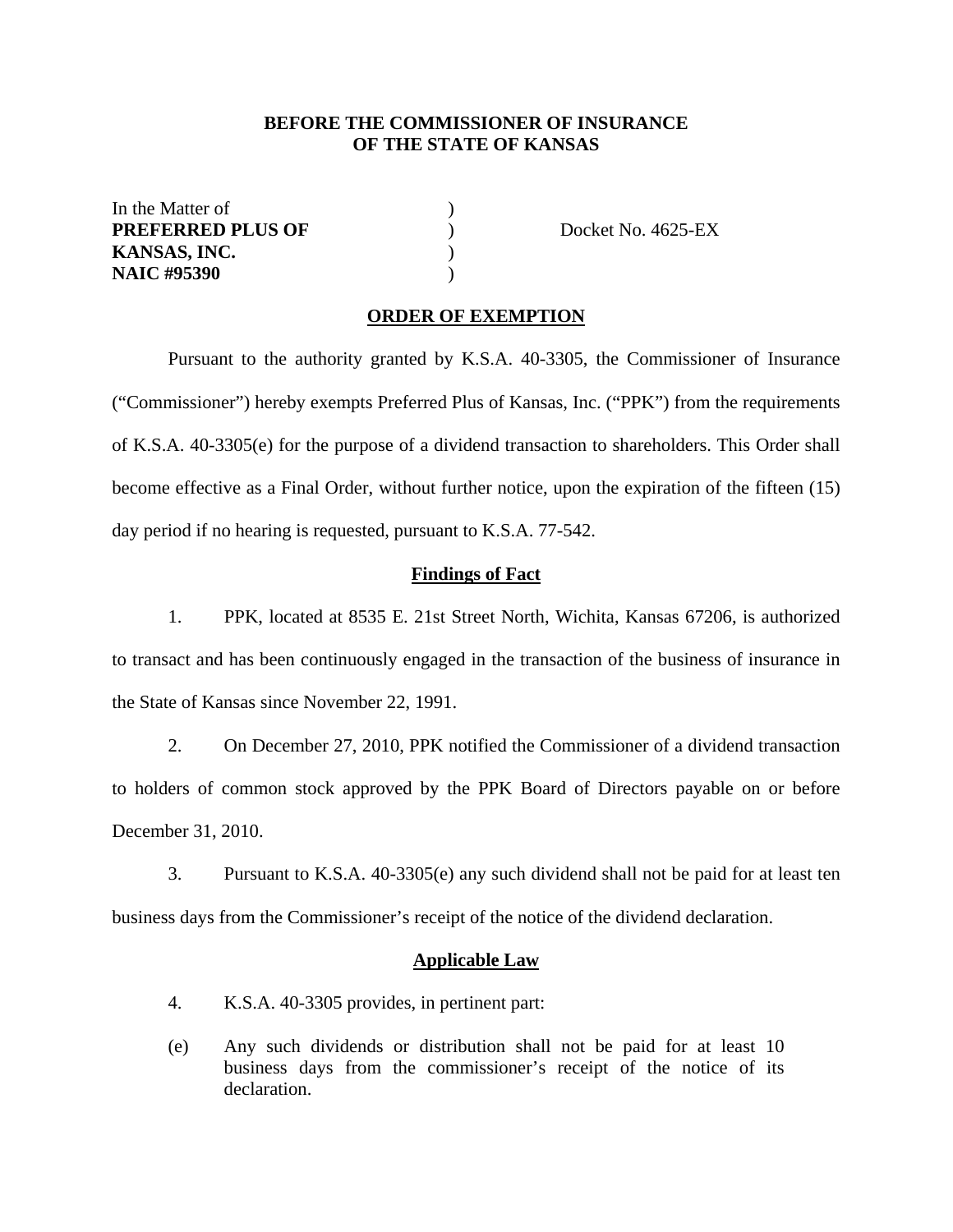**BEFORE THE COMMISSIONER OF INSURANCE**
**OF THE STATE OF KANSAS**

In the Matter of )
**PREFERRED PLUS OF** ) Docket No. 4625-EX
**KANSAS, INC.** )
**NAIC #95390** )

## ORDER OF EXEMPTION

Pursuant to the authority granted by K.S.A. 40-3305, the Commissioner of Insurance ("Commissioner") hereby exempts Preferred Plus of Kansas, Inc. ("PPK") from the requirements of K.S.A. 40-3305(e) for the purpose of a dividend transaction to shareholders. This Order shall become effective as a Final Order, without further notice, upon the expiration of the fifteen (15) day period if no hearing is requested, pursuant to K.S.A. 77-542.

### Findings of Fact

1. PPK, located at 8535 E. 21st Street North, Wichita, Kansas 67206, is authorized to transact and has been continuously engaged in the transaction of the business of insurance in the State of Kansas since November 22, 1991.

2. On December 27, 2010, PPK notified the Commissioner of a dividend transaction to holders of common stock approved by the PPK Board of Directors payable on or before December 31, 2010.

3. Pursuant to K.S.A. 40-3305(e) any such dividend shall not be paid for at least ten business days from the Commissioner's receipt of the notice of the dividend declaration.

### Applicable Law

4. K.S.A. 40-3305 provides, in pertinent part:

> (e) Any such dividends or distribution shall not be paid for at least 10 business days from the commissioner's receipt of the notice of its declaration.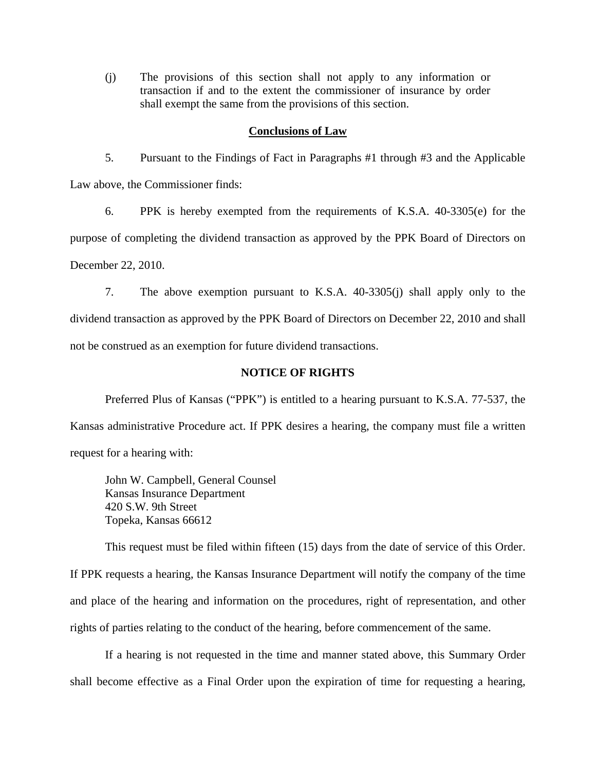(j) The provisions of this section shall not apply to any information or transaction if and to the extent the commissioner of insurance by order shall exempt the same from the provisions of this section.

## Conclusions of Law

5. Pursuant to the Findings of Fact in Paragraphs #1 through #3 and the Applicable Law above, the Commissioner finds:

6. PPK is hereby exempted from the requirements of K.S.A. 40-3305(e) for the purpose of completing the dividend transaction as approved by the PPK Board of Directors on December 22, 2010.

7. The above exemption pursuant to K.S.A. 40-3305(j) shall apply only to the dividend transaction as approved by the PPK Board of Directors on December 22, 2010 and shall not be construed as an exemption for future dividend transactions.

## NOTICE OF RIGHTS

Preferred Plus of Kansas ("PPK") is entitled to a hearing pursuant to K.S.A. 77-537, the Kansas administrative Procedure act. If PPK desires a hearing, the company must file a written request for a hearing with:

John W. Campbell, General Counsel
Kansas Insurance Department
420 S.W. 9th Street
Topeka, Kansas 66612

This request must be filed within fifteen (15) days from the date of service of this Order. If PPK requests a hearing, the Kansas Insurance Department will notify the company of the time and place of the hearing and information on the procedures, right of representation, and other rights of parties relating to the conduct of the hearing, before commencement of the same.

If a hearing is not requested in the time and manner stated above, this Summary Order shall become effective as a Final Order upon the expiration of time for requesting a hearing,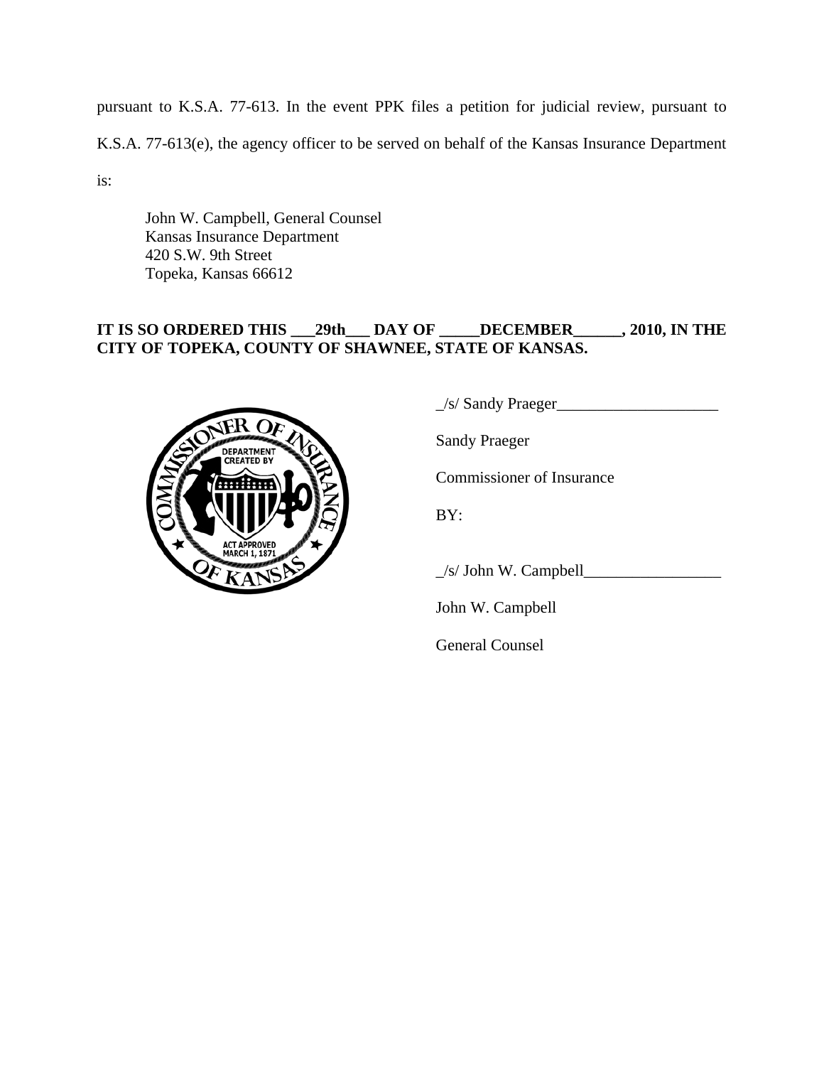pursuant to K.S.A. 77-613. In the event PPK files a petition for judicial review, pursuant to K.S.A. 77-613(e), the agency officer to be served on behalf of the Kansas Insurance Department is:

John W. Campbell, General Counsel
Kansas Insurance Department
420 S.W. 9th Street
Topeka, Kansas 66612

**IT IS SO ORDERED THIS ___29th___ DAY OF _____DECEMBER______, 2010, IN THE CITY OF TOPEKA, COUNTY OF SHAWNEE, STATE OF KANSAS.**

_/s/ Sandy Praeger____________________

Sandy Praeger

Commissioner of Insurance

BY:

_/s/ John W. Campbell_________________

John W. Campbell

General Counsel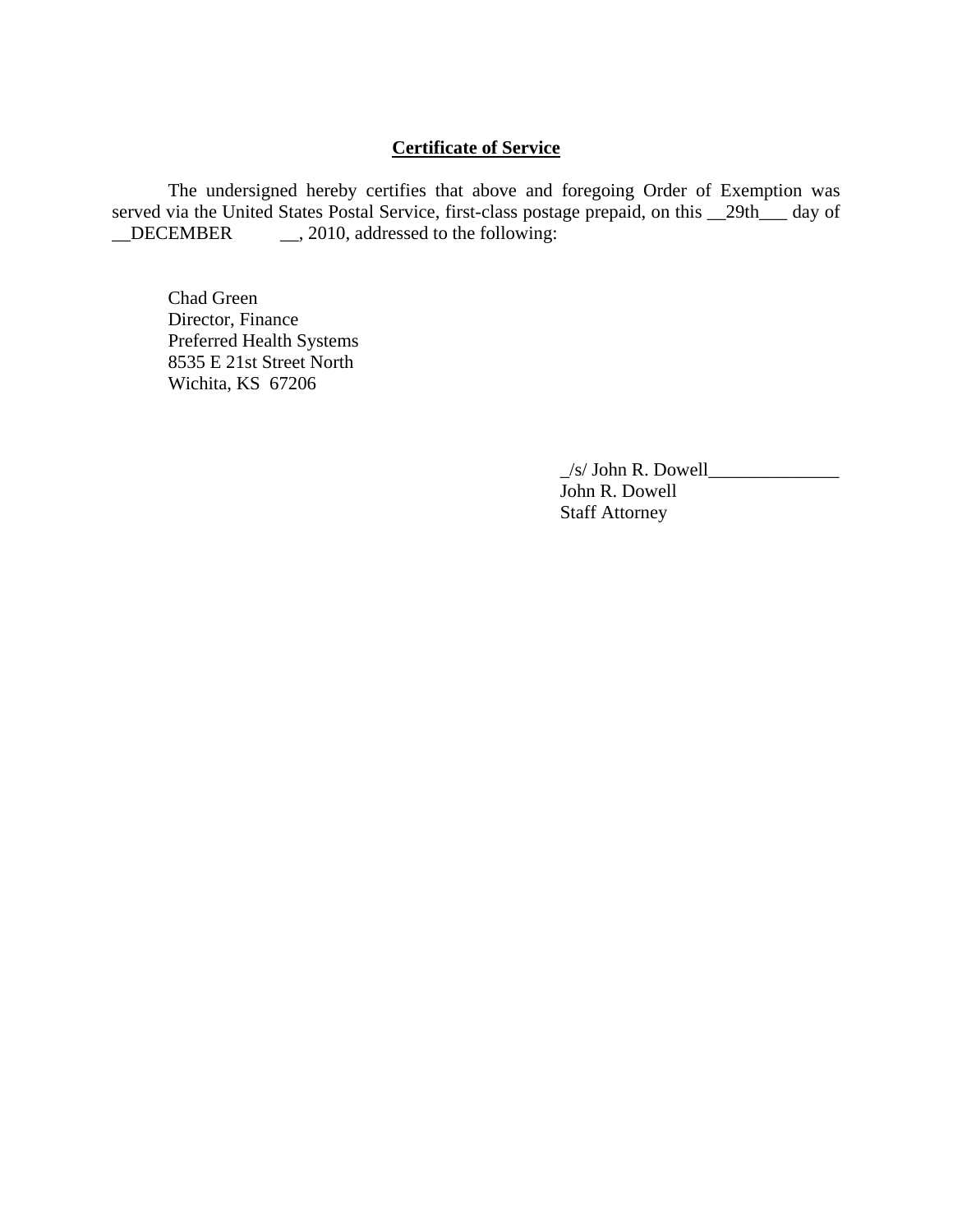**Certificate of Service**

The undersigned hereby certifies that above and foregoing Order of Exemption was served via the United States Postal Service, first-class postage prepaid, on this __29th___ day of __DECEMBER __, 2010, addressed to the following:

Chad Green
Director, Finance
Preferred Health Systems
8535 E 21st Street North
Wichita, KS 67206

_/s/ John R. Dowell______________
John R. Dowell
Staff Attorney